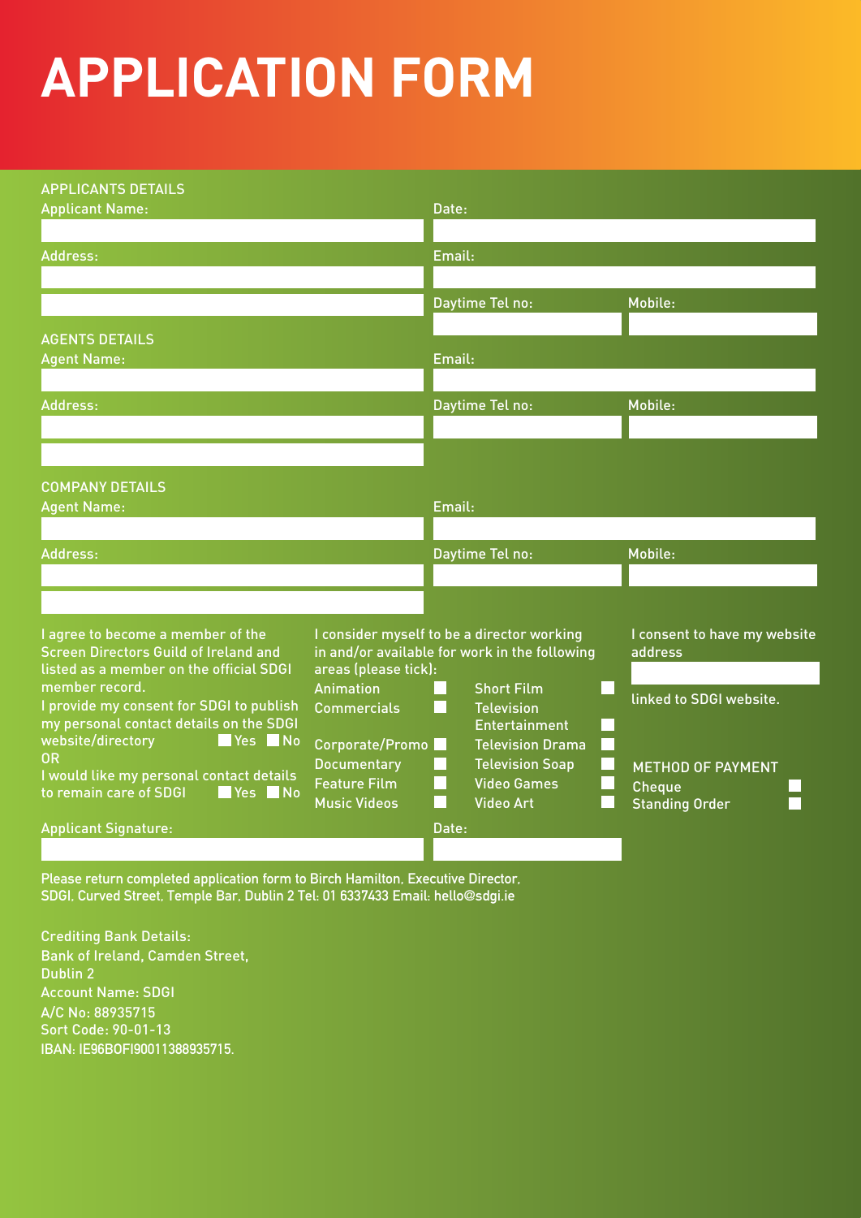# APPLICATION FORM

## APPLICANTS DETAILS

Applicant Name:

Date:

Address:

Email:

Daytime Tel no:

Mobile:

## AGENTS DETAILS

Agent Name:

Email:

Address:

Daytime Tel no:

Mobile:

## COMPANY DETAILS

Agent Name:

Email:

Address:

Daytime Tel no:

Mobile:

I agree to become a member of the Screen Directors Guild of Ireland and listed as a member on the official SDGI member record.

I provide my consent for SDGI to publish my personal contact details on the SDGI website/directory ☐ Yes ☐ No

OR

I would like my personal contact details to remain care of SDGI ☐ Yes ☐ No

I consider myself to be a director working in and/or available for work in the following areas (please tick):

- Animation ☐
- Commercials ☐
- Corporate/Promo ☐
- Documentary ☐
- Feature Film ☐
- Music Videos ☐
- Short Film ☐
- Television Entertainment ☐
- Television Drama ☐
- Television Soap ☐
- Video Games ☐
- Video Art ☐

I consent to have my website address

linked to SDGI website.

### METHOD OF PAYMENT

- Cheque ☐
- Standing Order ☐

Applicant Signature:

Date:

Please return completed application form to Birch Hamilton, Executive Director, SDGI, Curved Street, Temple Bar, Dublin 2 Tel: 01 6337433 Email: hello@sdgi.ie

Crediting Bank Details:
Bank of Ireland, Camden Street,
Dublin 2
Account Name: SDGI
A/C No: 88935715
Sort Code: 90-01-13
IBAN: IE96BOFI90011388935715.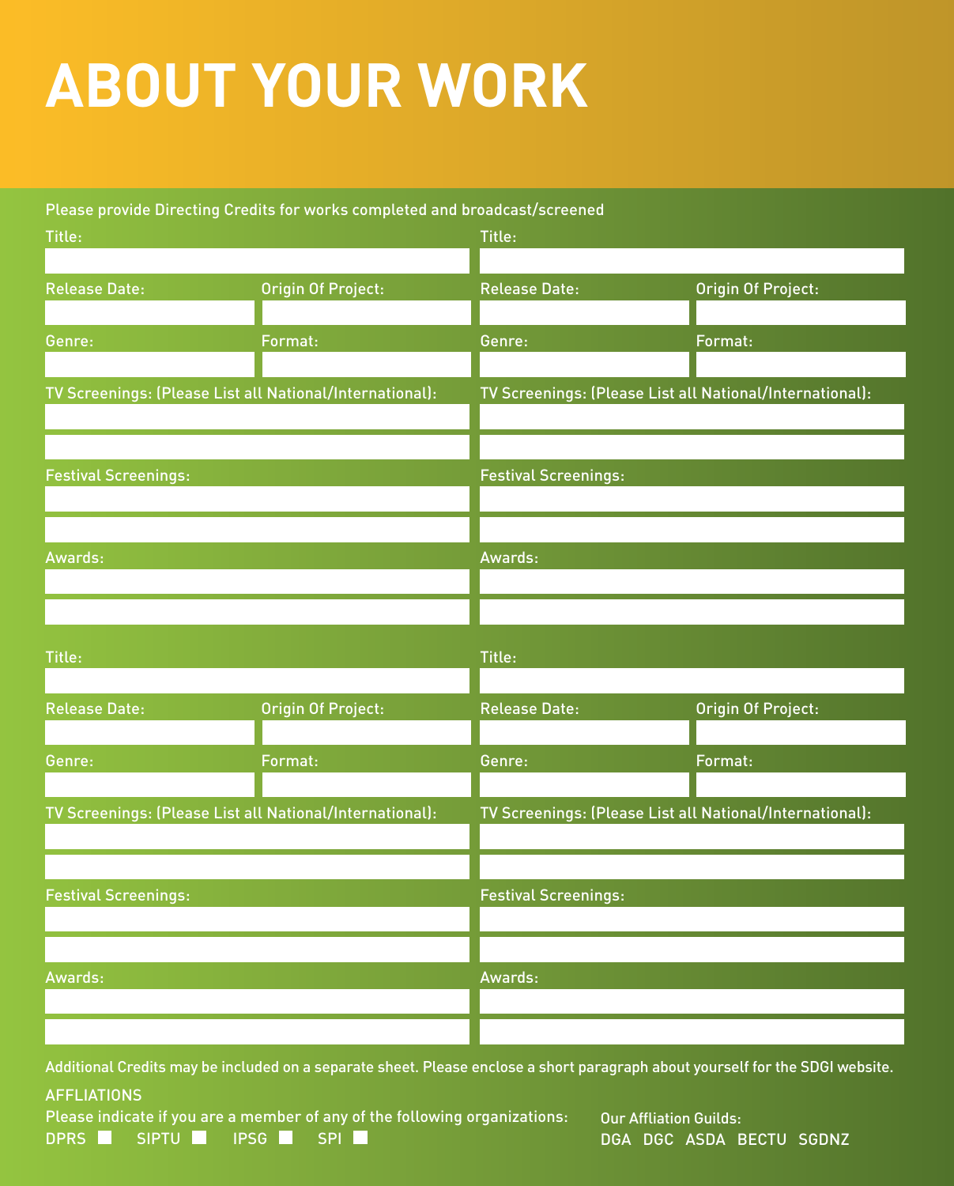# ABOUT YOUR WORK

Please provide Directing Credits for works completed and broadcast/screened

Title:

Release Date: Origin Of Project:

Genre: Format:

TV Screenings: (Please List all National/International):

Festival Screenings:

Awards:

Title:

Release Date: Origin Of Project:

Genre: Format:

TV Screenings: (Please List all National/International):

Festival Screenings:

Awards:

Title:

Release Date: Origin Of Project:

Genre: Format:

TV Screenings: (Please List all National/International):

Festival Screenings:

Awards:

Title:

Release Date: Origin Of Project:

Genre: Format:

TV Screenings: (Please List all National/International):

Festival Screenings:

Awards:

Additional Credits may be included on a separate sheet. Please enclose a short paragraph about yourself for the SDGI website.

AFFLIATIONS

Please indicate if you are a member of any of the following organizations:

DPRS ☐ SIPTU ☐ IPSG ☐ SPI ☐

Our Affliation Guilds:

DGA DGC ASDA BECTU SGDNZ